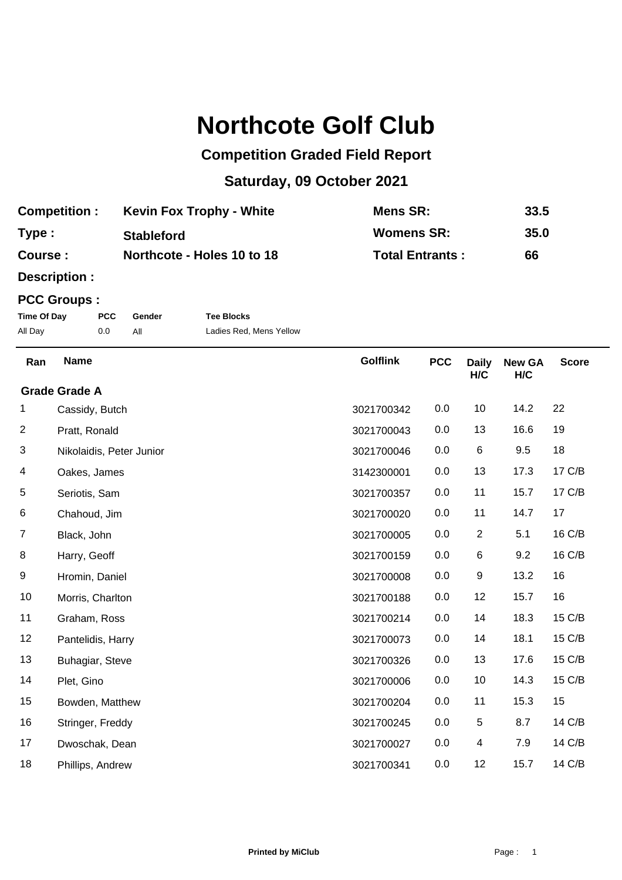# Northcote Golf Club

## Competition Graded Field Report

## Saturday, 09 October 2021

| | | | |
|---|---|---|---|
| **Competition :** | **Kevin Fox Trophy - White** | **Mens SR:** | **33.5** |
| **Type :** | **Stableford** | **Womens SR:** | **35.0** |
| **Course :** | **Northcote - Holes 10 to 18** | **Total Entrants :** | **66** |

**Description :**

**PCC Groups :**

| Time Of Day | PCC | Gender | Tee Blocks |
|---|---|---|---|
| All Day | 0.0 | All | Ladies Red, Mens Yellow |

**Grade Grade A**

| Ran | Name | Golflink | PCC | Daily H/C | New GA H/C | Score |
|---|---|---|---|---|---|---|
| 1 | Cassidy, Butch | 3021700342 | 0.0 | 10 | 14.2 | 22 |
| 2 | Pratt, Ronald | 3021700043 | 0.0 | 13 | 16.6 | 19 |
| 3 | Nikolaidis, Peter Junior | 3021700046 | 0.0 | 6 | 9.5 | 18 |
| 4 | Oakes, James | 3142300001 | 0.0 | 13 | 17.3 | 17 C/B |
| 5 | Seriotis, Sam | 3021700357 | 0.0 | 11 | 15.7 | 17 C/B |
| 6 | Chahoud, Jim | 3021700020 | 0.0 | 11 | 14.7 | 17 |
| 7 | Black, John | 3021700005 | 0.0 | 2 | 5.1 | 16 C/B |
| 8 | Harry, Geoff | 3021700159 | 0.0 | 6 | 9.2 | 16 C/B |
| 9 | Hromin, Daniel | 3021700008 | 0.0 | 9 | 13.2 | 16 |
| 10 | Morris, Charlton | 3021700188 | 0.0 | 12 | 15.7 | 16 |
| 11 | Graham, Ross | 3021700214 | 0.0 | 14 | 18.3 | 15 C/B |
| 12 | Pantelidis, Harry | 3021700073 | 0.0 | 14 | 18.1 | 15 C/B |
| 13 | Buhagiar, Steve | 3021700326 | 0.0 | 13 | 17.6 | 15 C/B |
| 14 | Plet, Gino | 3021700006 | 0.0 | 10 | 14.3 | 15 C/B |
| 15 | Bowden, Matthew | 3021700204 | 0.0 | 11 | 15.3 | 15 |
| 16 | Stringer, Freddy | 3021700245 | 0.0 | 5 | 8.7 | 14 C/B |
| 17 | Dwoschak, Dean | 3021700027 | 0.0 | 4 | 7.9 | 14 C/B |
| 18 | Phillips, Andrew | 3021700341 | 0.0 | 12 | 15.7 | 14 C/B |

**Printed by MiClub**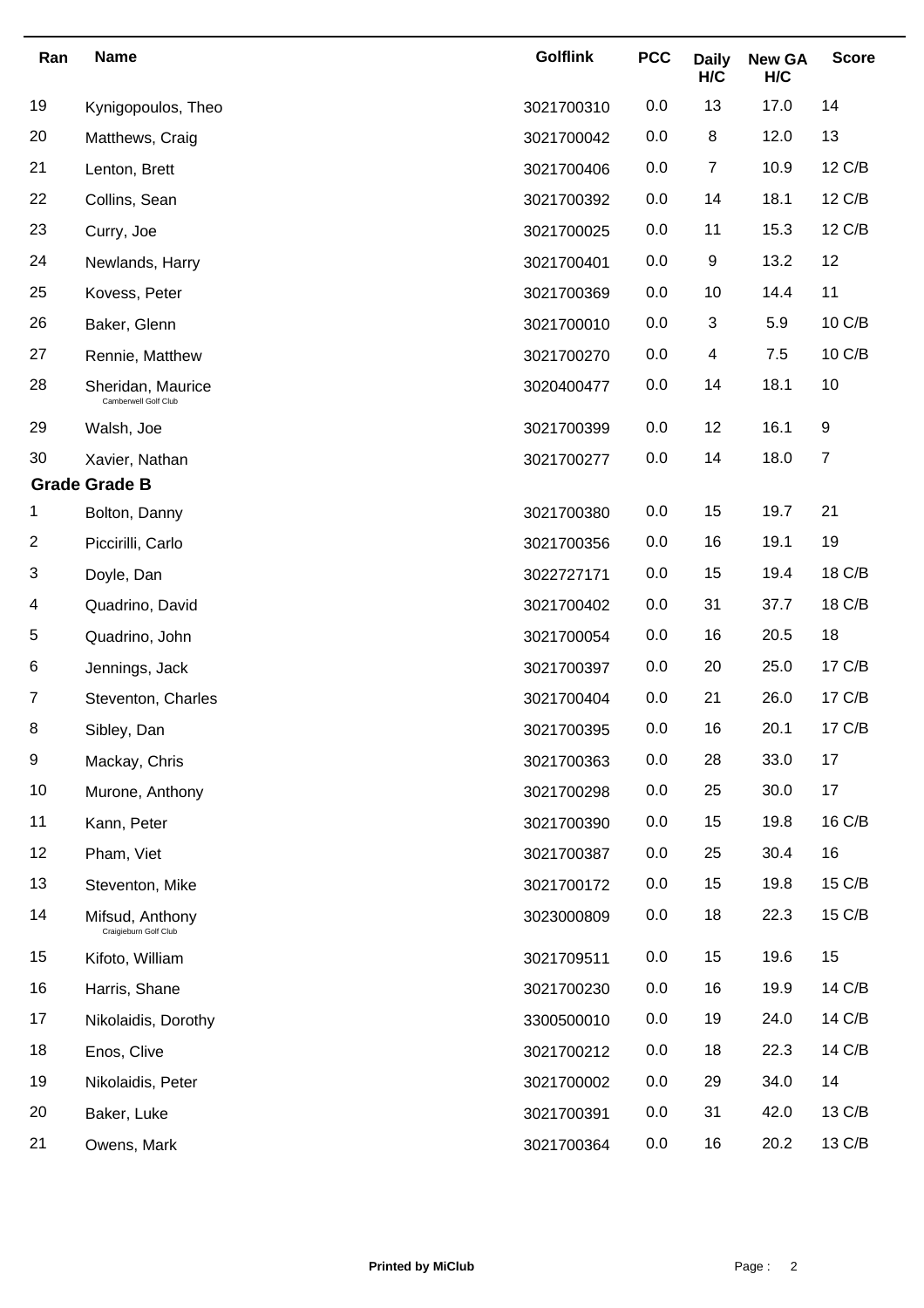| Ran | Name | Golflink | PCC | Daily H/C | New GA H/C | Score |
|---|---|---|---|---|---|---|
| 19 | Kynigopoulos, Theo | 3021700310 | 0.0 | 13 | 17.0 | 14 |
| 20 | Matthews, Craig | 3021700042 | 0.0 | 8 | 12.0 | 13 |
| 21 | Lenton, Brett | 3021700406 | 0.0 | 7 | 10.9 | 12 C/B |
| 22 | Collins, Sean | 3021700392 | 0.0 | 14 | 18.1 | 12 C/B |
| 23 | Curry, Joe | 3021700025 | 0.0 | 11 | 15.3 | 12 C/B |
| 24 | Newlands, Harry | 3021700401 | 0.0 | 9 | 13.2 | 12 |
| 25 | Kovess, Peter | 3021700369 | 0.0 | 10 | 14.4 | 11 |
| 26 | Baker, Glenn | 3021700010 | 0.0 | 3 | 5.9 | 10 C/B |
| 27 | Rennie, Matthew | 3021700270 | 0.0 | 4 | 7.5 | 10 C/B |
| 28 | Sheridan, Maurice Camberwell Golf Club | 3020400477 | 0.0 | 14 | 18.1 | 10 |
| 29 | Walsh, Joe | 3021700399 | 0.0 | 12 | 16.1 | 9 |
| 30 | Xavier, Nathan | 3021700277 | 0.0 | 14 | 18.0 | 7 |

**Grade Grade B**

| Ran | Name | Golflink | PCC | Daily H/C | New GA H/C | Score |
|---|---|---|---|---|---|---|
| 1 | Bolton, Danny | 3021700380 | 0.0 | 15 | 19.7 | 21 |
| 2 | Piccirilli, Carlo | 3021700356 | 0.0 | 16 | 19.1 | 19 |
| 3 | Doyle, Dan | 3022727171 | 0.0 | 15 | 19.4 | 18 C/B |
| 4 | Quadrino, David | 3021700402 | 0.0 | 31 | 37.7 | 18 C/B |
| 5 | Quadrino, John | 3021700054 | 0.0 | 16 | 20.5 | 18 |
| 6 | Jennings, Jack | 3021700397 | 0.0 | 20 | 25.0 | 17 C/B |
| 7 | Steventon, Charles | 3021700404 | 0.0 | 21 | 26.0 | 17 C/B |
| 8 | Sibley, Dan | 3021700395 | 0.0 | 16 | 20.1 | 17 C/B |
| 9 | Mackay, Chris | 3021700363 | 0.0 | 28 | 33.0 | 17 |
| 10 | Murone, Anthony | 3021700298 | 0.0 | 25 | 30.0 | 17 |
| 11 | Kann, Peter | 3021700390 | 0.0 | 15 | 19.8 | 16 C/B |
| 12 | Pham, Viet | 3021700387 | 0.0 | 25 | 30.4 | 16 |
| 13 | Steventon, Mike | 3021700172 | 0.0 | 15 | 19.8 | 15 C/B |
| 14 | Mifsud, Anthony Craigieburn Golf Club | 3023000809 | 0.0 | 18 | 22.3 | 15 C/B |
| 15 | Kifoto, William | 3021709511 | 0.0 | 15 | 19.6 | 15 |
| 16 | Harris, Shane | 3021700230 | 0.0 | 16 | 19.9 | 14 C/B |
| 17 | Nikolaidis, Dorothy | 3300500010 | 0.0 | 19 | 24.0 | 14 C/B |
| 18 | Enos, Clive | 3021700212 | 0.0 | 18 | 22.3 | 14 C/B |
| 19 | Nikolaidis, Peter | 3021700002 | 0.0 | 29 | 34.0 | 14 |
| 20 | Baker, Luke | 3021700391 | 0.0 | 31 | 42.0 | 13 C/B |
| 21 | Owens, Mark | 3021700364 | 0.0 | 16 | 20.2 | 13 C/B |

**Printed by MiClub**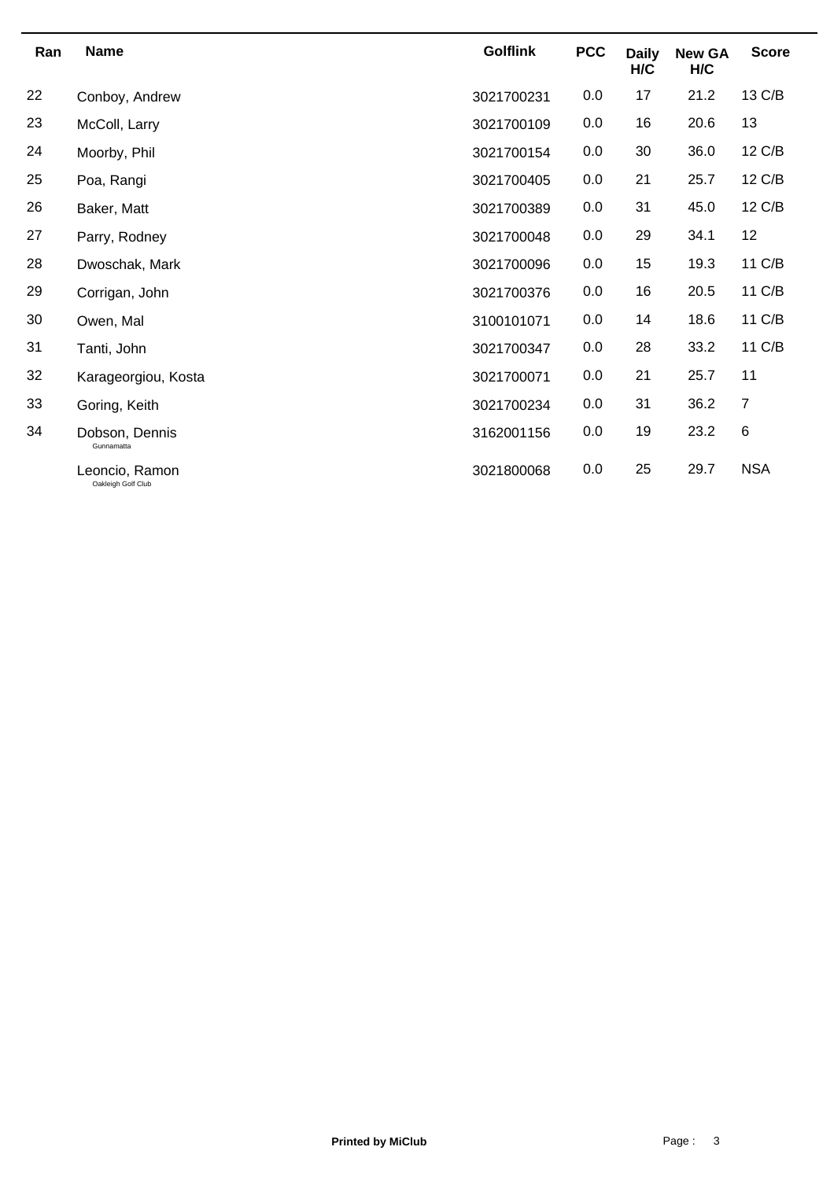| Ran | Name | Golflink | PCC | Daily H/C | New GA H/C | Score |
|---|---|---|---|---|---|---|
| 22 | Conboy, Andrew | 3021700231 | 0.0 | 17 | 21.2 | 13 C/B |
| 23 | McColl, Larry | 3021700109 | 0.0 | 16 | 20.6 | 13 |
| 24 | Moorby, Phil | 3021700154 | 0.0 | 30 | 36.0 | 12 C/B |
| 25 | Poa, Rangi | 3021700405 | 0.0 | 21 | 25.7 | 12 C/B |
| 26 | Baker, Matt | 3021700389 | 0.0 | 31 | 45.0 | 12 C/B |
| 27 | Parry, Rodney | 3021700048 | 0.0 | 29 | 34.1 | 12 |
| 28 | Dwoschak, Mark | 3021700096 | 0.0 | 15 | 19.3 | 11 C/B |
| 29 | Corrigan, John | 3021700376 | 0.0 | 16 | 20.5 | 11 C/B |
| 30 | Owen, Mal | 3100101071 | 0.0 | 14 | 18.6 | 11 C/B |
| 31 | Tanti, John | 3021700347 | 0.0 | 28 | 33.2 | 11 C/B |
| 32 | Karageorgiou, Kosta | 3021700071 | 0.0 | 21 | 25.7 | 11 |
| 33 | Goring, Keith | 3021700234 | 0.0 | 31 | 36.2 | 7 |
| 34 | Dobson, Dennis<br>Gunnamatta | 3162001156 | 0.0 | 19 | 23.2 | 6 |
| | Leoncio, Ramon<br>Oakleigh Golf Club | 3021800068 | 0.0 | 25 | 29.7 | NSA |

**Printed by MiClub**